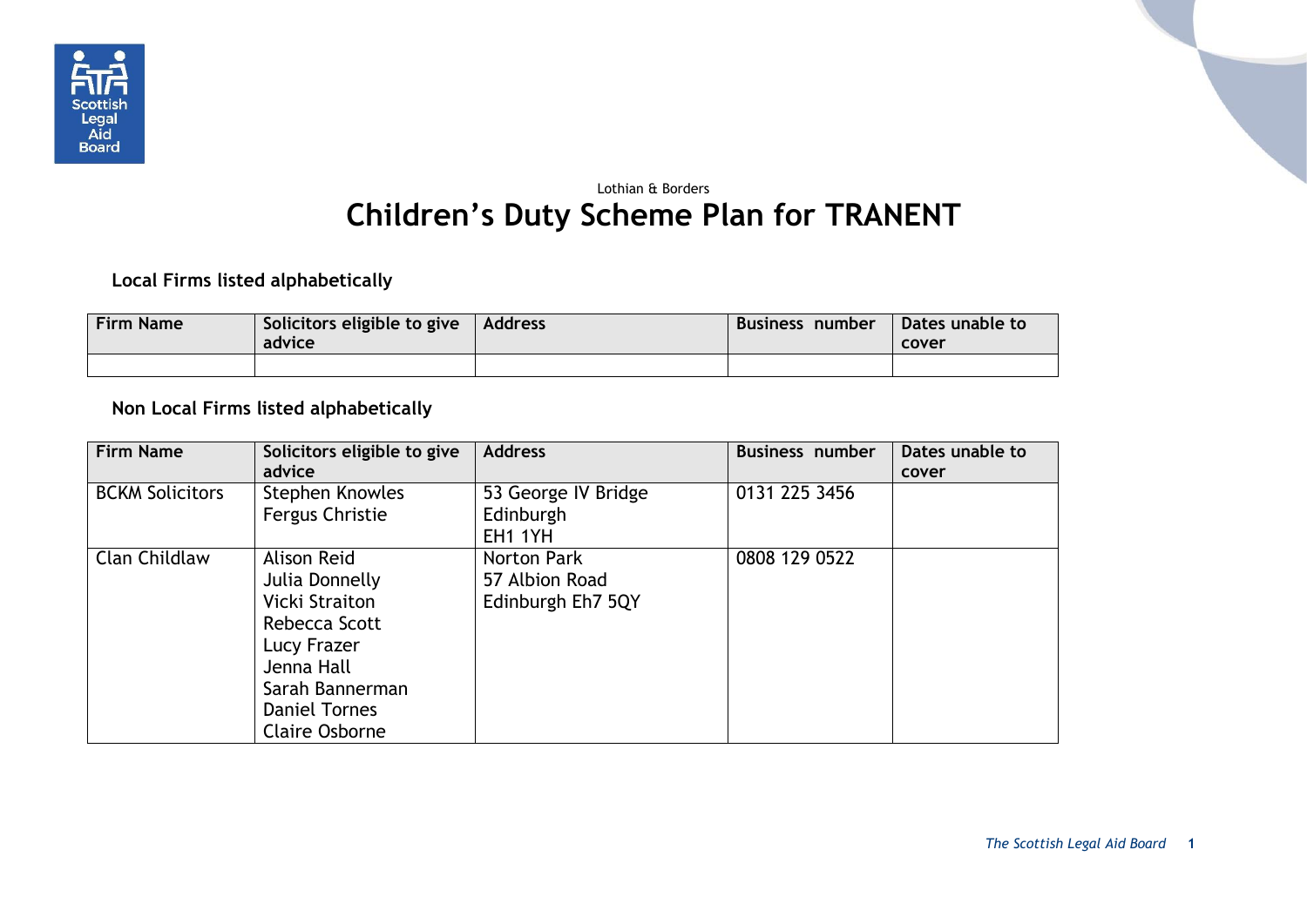Lothian & Borders

# Children's Duty Scheme Plan for TRANENT

### Local Firms listed alphabetically

| Firm Name | Solicitors eligible to give advice | Address | Business number | Dates unable to cover |
|---|---|---|---|---|
| | | | | |

### Non Local Firms listed alphabetically

| Firm Name | Solicitors eligible to give advice | Address | Business number | Dates unable to cover |
|---|---|---|---|---|
| BCKM Solicitors | Stephen Knowles<br>Fergus Christie | 53 George IV Bridge<br>Edinburgh<br>EH1 1YH | 0131 225 3456 | |
| Clan Childlaw | Alison Reid<br>Julia Donnelly<br>Vicki Straiton<br>Rebecca Scott<br>Lucy Frazer<br>Jenna Hall<br>Sarah Bannerman<br>Daniel Tornes<br>Claire Osborne | Norton Park<br>57 Albion Road<br>Edinburgh Eh7 5QY | 0808 129 0522 | |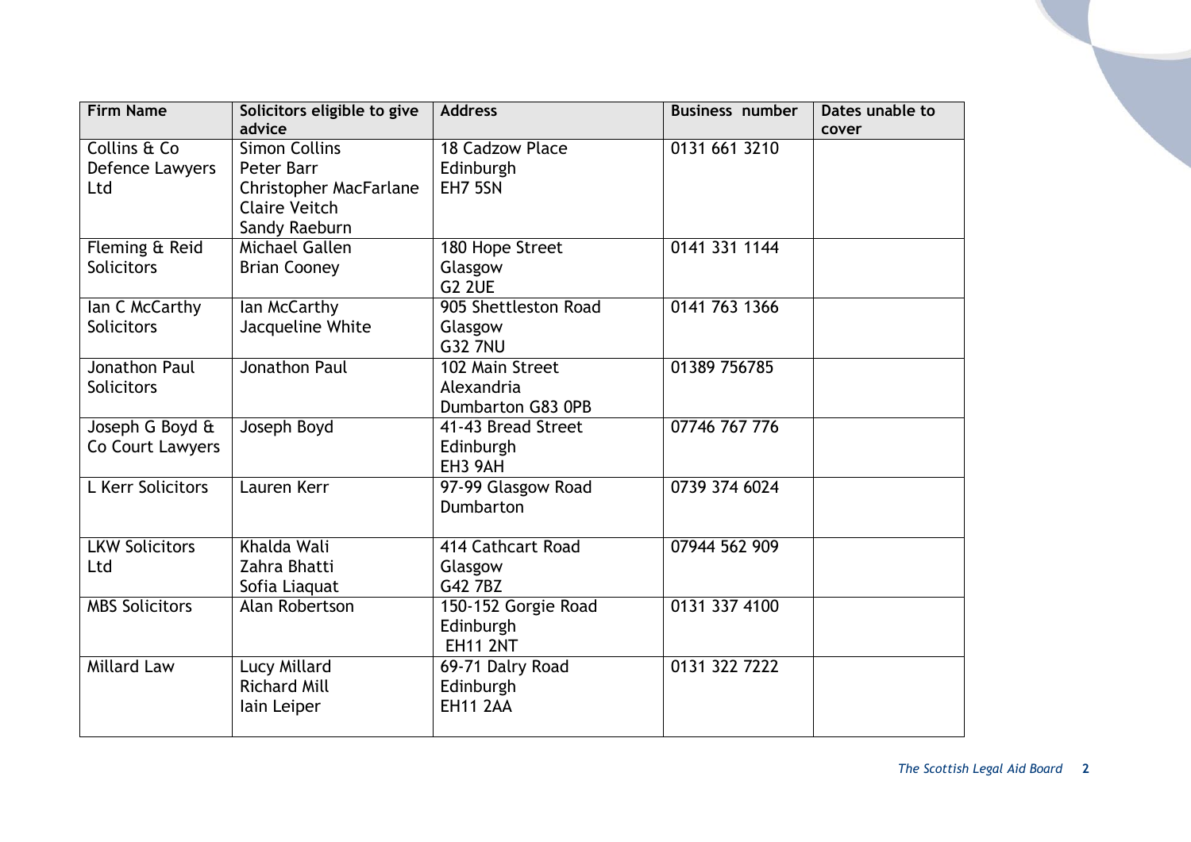| Firm Name | Solicitors eligible to give advice | Address | Business number | Dates unable to cover |
|---|---|---|---|---|
| Collins & Co Defence Lawyers Ltd | Simon Collins<br>Peter Barr<br>Christopher MacFarlane<br>Claire Veitch<br>Sandy Raeburn | 18 Cadzow Place<br>Edinburgh<br>EH7 5SN | 0131 661 3210 | |
| Fleming & Reid Solicitors | Michael Gallen<br>Brian Cooney | 180 Hope Street<br>Glasgow<br>G2 2UE | 0141 331 1144 | |
| Ian C McCarthy Solicitors | Ian McCarthy<br>Jacqueline White | 905 Shettleston Road<br>Glasgow<br>G32 7NU | 0141 763 1366 | |
| Jonathon Paul Solicitors | Jonathon Paul | 102 Main Street<br>Alexandria<br>Dumbarton G83 0PB | 01389 756785 | |
| Joseph G Boyd & Co Court Lawyers | Joseph Boyd | 41-43 Bread Street<br>Edinburgh<br>EH3 9AH | 07746 767 776 | |
| L Kerr Solicitors | Lauren Kerr | 97-99 Glasgow Road<br>Dumbarton | 0739 374 6024 | |
| LKW Solicitors Ltd | Khalda Wali<br>Zahra Bhatti<br>Sofia Liaquat | 414 Cathcart Road<br>Glasgow<br>G42 7BZ | 07944 562 909 | |
| MBS Solicitors | Alan Robertson | 150-152 Gorgie Road<br>Edinburgh<br>EH11 2NT | 0131 337 4100 | |
| Millard Law | Lucy Millard<br>Richard Mill<br>Iain Leiper | 69-71 Dalry Road<br>Edinburgh<br>EH11 2AA | 0131 322 7222 | |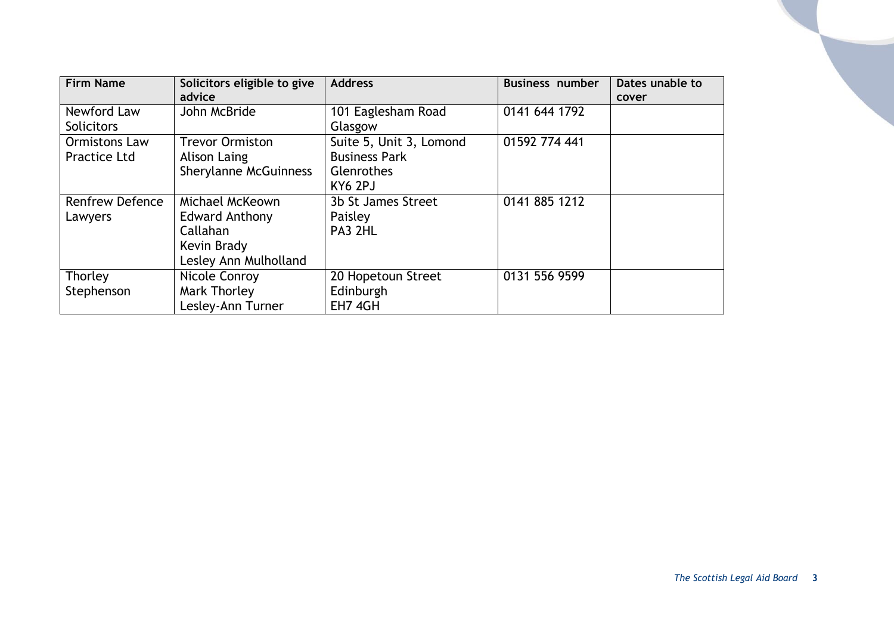| Firm Name | Solicitors eligible to give advice | Address | Business number | Dates unable to cover |
|---|---|---|---|---|
| Newford Law Solicitors | John McBride | 101 Eaglesham Road Glasgow | 0141 644 1792 | |
| Ormistons Law Practice Ltd | Trevor Ormiston<br>Alison Laing<br>Sherylanne McGuinness | Suite 5, Unit 3, Lomond Business Park<br>Glenrothes<br>KY6 2PJ | 01592 774 441 | |
| Renfrew Defence Lawyers | Michael McKeown<br>Edward Anthony Callahan<br>Kevin Brady<br>Lesley Ann Mulholland | 3b St James Street<br>Paisley<br>PA3 2HL | 0141 885 1212 | |
| Thorley Stephenson | Nicole Conroy<br>Mark Thorley<br>Lesley-Ann Turner | 20 Hopetoun Street<br>Edinburgh<br>EH7 4GH | 0131 556 9599 | |